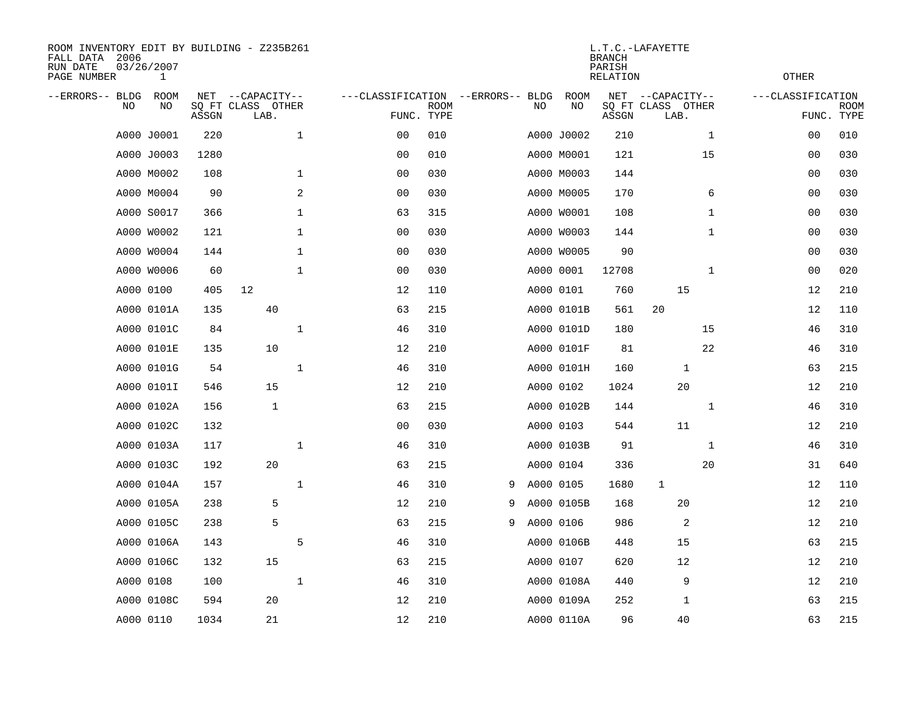ROOM INVENTORY EDIT BY BUILDING - Z235B261
FALL DATA 2006
RUN DATE 03/26/2007
PAGE NUMBER 1

L.T.C.-LAFAYETTE
BRANCH
PARISH
RELATION

OTHER

| --ERRORS-- | BLDG NO | ROOM NO | NET SQ FT ASSGN | CAPACITY CLASS | CAPACITY LAB. | CAPACITY OTHER | CLASSIFICATION FUNC. | CLASSIFICATION ROOM TYPE | --ERRORS-- | BLDG NO | ROOM NO | NET SQ FT ASSGN | CAPACITY CLASS | CAPACITY LAB. | CAPACITY OTHER | CLASSIFICATION FUNC. | CLASSIFICATION ROOM TYPE |
|---|---|---|---|---|---|---|---|---|---|---|---|---|---|---|---|---|---|
| | A000 | J0001 | 220 | | | 1 | 00 | 010 | | A000 | J0002 | 210 | | | 1 | 00 | 010 |
| | A000 | J0003 | 1280 | | | | 00 | 010 | | A000 | M0001 | 121 | | | 15 | 00 | 030 |
| | A000 | M0002 | 108 | | | 1 | 00 | 030 | | A000 | M0003 | 144 | | | | 00 | 030 |
| | A000 | M0004 | 90 | | | 2 | 00 | 030 | | A000 | M0005 | 170 | | | 6 | 00 | 030 |
| | A000 | S0017 | 366 | | | 1 | 63 | 315 | | A000 | W0001 | 108 | | | 1 | 00 | 030 |
| | A000 | W0002 | 121 | | | 1 | 00 | 030 | | A000 | W0003 | 144 | | | 1 | 00 | 030 |
| | A000 | W0004 | 144 | | | 1 | 00 | 030 | | A000 | W0005 | 90 | | | | 00 | 030 |
| | A000 | W0006 | 60 | | | 1 | 00 | 030 | | A000 | 0001 | 12708 | | | 1 | 00 | 020 |
| | A000 | 0100 | 405 | 12 | | | 12 | 110 | | A000 | 0101 | 760 | | 15 | | 12 | 210 |
| | A000 | 0101A | 135 | | 40 | | 63 | 215 | | A000 | 0101B | 561 | 20 | | | 12 | 110 |
| | A000 | 0101C | 84 | | | 1 | 46 | 310 | | A000 | 0101D | 180 | | | 15 | 46 | 310 |
| | A000 | 0101E | 135 | | 10 | | 12 | 210 | | A000 | 0101F | 81 | | | 22 | 46 | 310 |
| | A000 | 0101G | 54 | | | 1 | 46 | 310 | | A000 | 0101H | 160 | | 1 | | 63 | 215 |
| | A000 | 0101I | 546 | | 15 | | 12 | 210 | | A000 | 0102 | 1024 | | 20 | | 12 | 210 |
| | A000 | 0102A | 156 | | 1 | | 63 | 215 | | A000 | 0102B | 144 | | | 1 | 46 | 310 |
| | A000 | 0102C | 132 | | | | 00 | 030 | | A000 | 0103 | 544 | | 11 | | 12 | 210 |
| | A000 | 0103A | 117 | | | 1 | 46 | 310 | | A000 | 0103B | 91 | | | 1 | 46 | 310 |
| | A000 | 0103C | 192 | | 20 | | 63 | 215 | | A000 | 0104 | 336 | | | 20 | 31 | 640 |
| | A000 | 0104A | 157 | | | 1 | 46 | 310 | 9 | A000 | 0105 | 1680 | 1 | | | 12 | 110 |
| | A000 | 0105A | 238 | | 5 | | 12 | 210 | 9 | A000 | 0105B | 168 | | 20 | | 12 | 210 |
| | A000 | 0105C | 238 | | 5 | | 63 | 215 | 9 | A000 | 0106 | 986 | | 2 | | 12 | 210 |
| | A000 | 0106A | 143 | | | 5 | 46 | 310 | | A000 | 0106B | 448 | | 15 | | 63 | 215 |
| | A000 | 0106C | 132 | | 15 | | 63 | 215 | | A000 | 0107 | 620 | | 12 | | 12 | 210 |
| | A000 | 0108 | 100 | | | 1 | 46 | 310 | | A000 | 0108A | 440 | | 9 | | 12 | 210 |
| | A000 | 0108C | 594 | | 20 | | 12 | 210 | | A000 | 0109A | 252 | | 1 | | 63 | 215 |
| | A000 | 0110 | 1034 | | 21 | | 12 | 210 | | A000 | 0110A | 96 | | 40 | | 63 | 215 |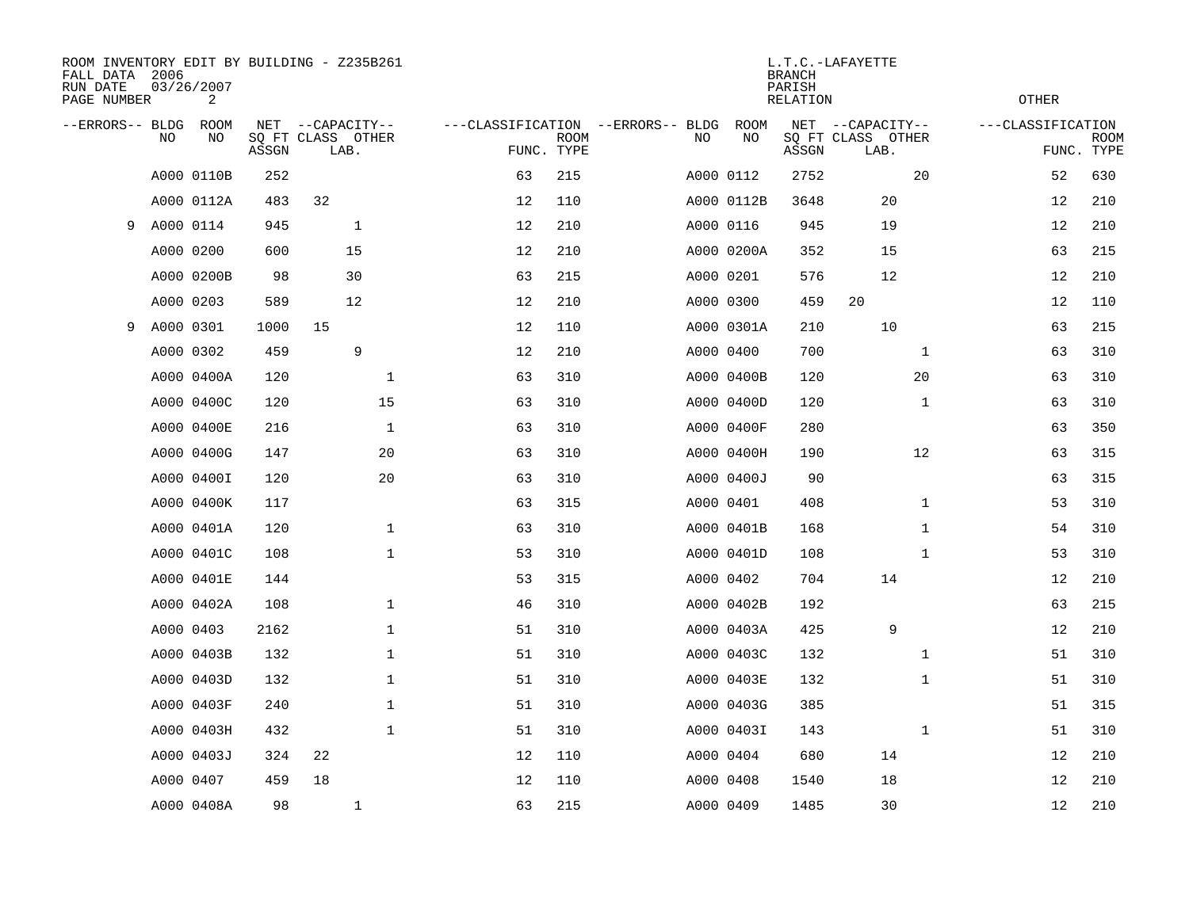ROOM INVENTORY EDIT BY BUILDING - Z235B261
FALL DATA 2006
RUN DATE 03/26/2007
PAGE NUMBER 2

L.T.C.-LAFAYETTE
BRANCH
PARISH
RELATION

OTHER

| --ERRORS-- | BLDG NO | ROOM NO | NET SQ FT ASSGN | CAPACITY CLASS | CAPACITY LAB. | CAPACITY OTHER | CLASSIFICATION FUNC. | ROOM TYPE | --ERRORS-- | BLDG NO | ROOM NO | NET SQ FT ASSGN | CAPACITY CLASS | CAPACITY LAB. | CAPACITY OTHER | CLASSIFICATION FUNC. | ROOM TYPE |
|---|---|---|---|---|---|---|---|---|---|---|---|---|---|---|---|---|---|
| | A000 | 0110B | 252 | | | | 63 | 215 | | A000 | 0112 | 2752 | | | 20 | 52 | 630 |
| | A000 | 0112A | 483 | 32 | | | 12 | 110 | | A000 | 0112B | 3648 | | 20 | | 12 | 210 |
| 9 | A000 | 0114 | 945 | | 1 | | 12 | 210 | | A000 | 0116 | 945 | | 19 | | 12 | 210 |
| | A000 | 0200 | 600 | | 15 | | 12 | 210 | | A000 | 0200A | 352 | | 15 | | 63 | 215 |
| | A000 | 0200B | 98 | | 30 | | 63 | 215 | | A000 | 0201 | 576 | | 12 | | 12 | 210 |
| | A000 | 0203 | 589 | | 12 | | 12 | 210 | | A000 | 0300 | 459 | 20 | | | 12 | 110 |
| 9 | A000 | 0301 | 1000 | 15 | | | 12 | 110 | | A000 | 0301A | 210 | | 10 | | 63 | 215 |
| | A000 | 0302 | 459 | | 9 | | 12 | 210 | | A000 | 0400 | 700 | | | 1 | 63 | 310 |
| | A000 | 0400A | 120 | | | 1 | 63 | 310 | | A000 | 0400B | 120 | | | 20 | 63 | 310 |
| | A000 | 0400C | 120 | | | 15 | 63 | 310 | | A000 | 0400D | 120 | | | 1 | 63 | 310 |
| | A000 | 0400E | 216 | | | 1 | 63 | 310 | | A000 | 0400F | 280 | | | | 63 | 350 |
| | A000 | 0400G | 147 | | | 20 | 63 | 310 | | A000 | 0400H | 190 | | | 12 | 63 | 315 |
| | A000 | 0400I | 120 | | | 20 | 63 | 310 | | A000 | 0400J | 90 | | | | 63 | 315 |
| | A000 | 0400K | 117 | | | | 63 | 315 | | A000 | 0401 | 408 | | | 1 | 53 | 310 |
| | A000 | 0401A | 120 | | | 1 | 63 | 310 | | A000 | 0401B | 168 | | | 1 | 54 | 310 |
| | A000 | 0401C | 108 | | | 1 | 53 | 310 | | A000 | 0401D | 108 | | | 1 | 53 | 310 |
| | A000 | 0401E | 144 | | | | 53 | 315 | | A000 | 0402 | 704 | | 14 | | 12 | 210 |
| | A000 | 0402A | 108 | | | 1 | 46 | 310 | | A000 | 0402B | 192 | | | | 63 | 215 |
| | A000 | 0403 | 2162 | | | 1 | 51 | 310 | | A000 | 0403A | 425 | | 9 | | 12 | 210 |
| | A000 | 0403B | 132 | | | 1 | 51 | 310 | | A000 | 0403C | 132 | | | 1 | 51 | 310 |
| | A000 | 0403D | 132 | | | 1 | 51 | 310 | | A000 | 0403E | 132 | | | 1 | 51 | 310 |
| | A000 | 0403F | 240 | | | 1 | 51 | 310 | | A000 | 0403G | 385 | | | | 51 | 315 |
| | A000 | 0403H | 432 | | | 1 | 51 | 310 | | A000 | 0403I | 143 | | | 1 | 51 | 310 |
| | A000 | 0403J | 324 | 22 | | | 12 | 110 | | A000 | 0404 | 680 | | 14 | | 12 | 210 |
| | A000 | 0407 | 459 | 18 | | | 12 | 110 | | A000 | 0408 | 1540 | | 18 | | 12 | 210 |
| | A000 | 0408A | 98 | | 1 | | 63 | 215 | | A000 | 0409 | 1485 | | 30 | | 12 | 210 |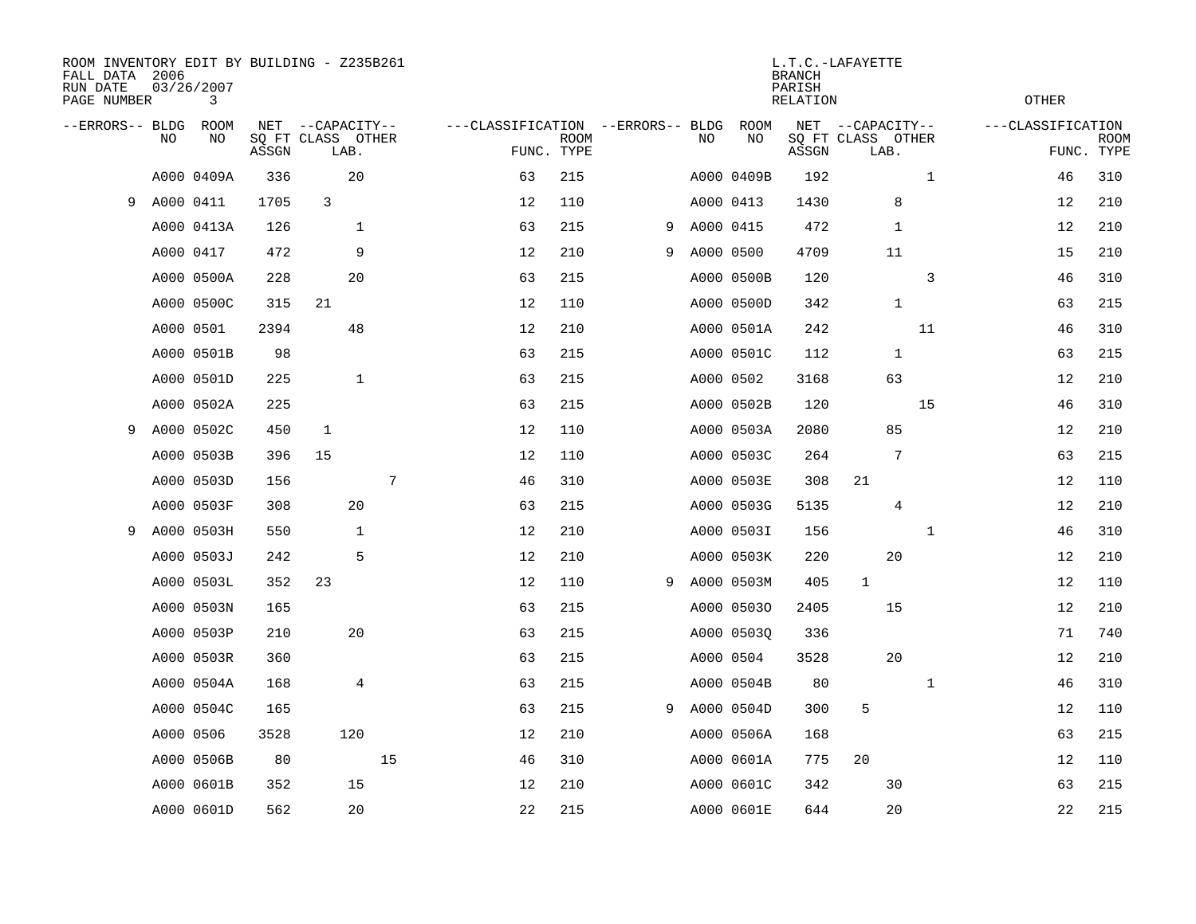ROOM INVENTORY EDIT BY BUILDING - Z235B261
FALL DATA 2006
RUN DATE 03/26/2007
PAGE NUMBER 3

L.T.C.-LAFAYETTE
BRANCH
PARISH
RELATION
OTHER

| --ERRORS-- | BLDG NO | ROOM NO | NET SQ FT ASSGN | CAPACITY CLASS | CAPACITY LAB. | CAPACITY OTHER | CLASSIFICATION FUNC. | ROOM TYPE | --ERRORS-- | BLDG NO | ROOM NO | NET SQ FT ASSGN | CAPACITY CLASS | CAPACITY LAB. | CAPACITY OTHER | CLASSIFICATION FUNC. | ROOM TYPE |
|---|---|---|---|---|---|---|---|---|---|---|---|---|---|---|---|---|---|
| | A000 | 0409A | 336 | | 20 | | 63 | 215 | | A000 | 0409B | 192 | | | 1 | 46 | 310 |
| 9 | A000 | 0411 | 1705 | 3 | | | 12 | 110 | | A000 | 0413 | 1430 | | 8 | | 12 | 210 |
| | A000 | 0413A | 126 | | 1 | | 63 | 215 | 9 | A000 | 0415 | 472 | | 1 | | 12 | 210 |
| | A000 | 0417 | 472 | | 9 | | 12 | 210 | 9 | A000 | 0500 | 4709 | | 11 | | 15 | 210 |
| | A000 | 0500A | 228 | | 20 | | 63 | 215 | | A000 | 0500B | 120 | | | 3 | 46 | 310 |
| | A000 | 0500C | 315 | 21 | | | 12 | 110 | | A000 | 0500D | 342 | | 1 | | 63 | 215 |
| | A000 | 0501 | 2394 | | 48 | | 12 | 210 | | A000 | 0501A | 242 | | | 11 | 46 | 310 |
| | A000 | 0501B | 98 | | | | 63 | 215 | | A000 | 0501C | 112 | | 1 | | 63 | 215 |
| | A000 | 0501D | 225 | | 1 | | 63 | 215 | | A000 | 0502 | 3168 | | 63 | | 12 | 210 |
| | A000 | 0502A | 225 | | | | 63 | 215 | | A000 | 0502B | 120 | | | 15 | 46 | 310 |
| 9 | A000 | 0502C | 450 | 1 | | | 12 | 110 | | A000 | 0503A | 2080 | | 85 | | 12 | 210 |
| | A000 | 0503B | 396 | 15 | | | 12 | 110 | | A000 | 0503C | 264 | | 7 | | 63 | 215 |
| | A000 | 0503D | 156 | | | 7 | 46 | 310 | | A000 | 0503E | 308 | 21 | | | 12 | 110 |
| | A000 | 0503F | 308 | | 20 | | 63 | 215 | | A000 | 0503G | 5135 | | 4 | | 12 | 210 |
| 9 | A000 | 0503H | 550 | | 1 | | 12 | 210 | | A000 | 0503I | 156 | | | 1 | 46 | 310 |
| | A000 | 0503J | 242 | | 5 | | 12 | 210 | | A000 | 0503K | 220 | | 20 | | 12 | 210 |
| | A000 | 0503L | 352 | 23 | | | 12 | 110 | 9 | A000 | 0503M | 405 | 1 | | | 12 | 110 |
| | A000 | 0503N | 165 | | | | 63 | 215 | | A000 | 0503O | 2405 | | 15 | | 12 | 210 |
| | A000 | 0503P | 210 | | 20 | | 63 | 215 | | A000 | 0503Q | 336 | | | | 71 | 740 |
| | A000 | 0503R | 360 | | | | 63 | 215 | | A000 | 0504 | 3528 | | 20 | | 12 | 210 |
| | A000 | 0504A | 168 | | 4 | | 63 | 215 | | A000 | 0504B | 80 | | | 1 | 46 | 310 |
| | A000 | 0504C | 165 | | | | 63 | 215 | 9 | A000 | 0504D | 300 | 5 | | | 12 | 110 |
| | A000 | 0506 | 3528 | | 120 | | 12 | 210 | | A000 | 0506A | 168 | | | | 63 | 215 |
| | A000 | 0506B | 80 | | | 15 | 46 | 310 | | A000 | 0601A | 775 | 20 | | | 12 | 110 |
| | A000 | 0601B | 352 | | 15 | | 12 | 210 | | A000 | 0601C | 342 | | 30 | | 63 | 215 |
| | A000 | 0601D | 562 | | 20 | | 22 | 215 | | A000 | 0601E | 644 | | 20 | | 22 | 215 |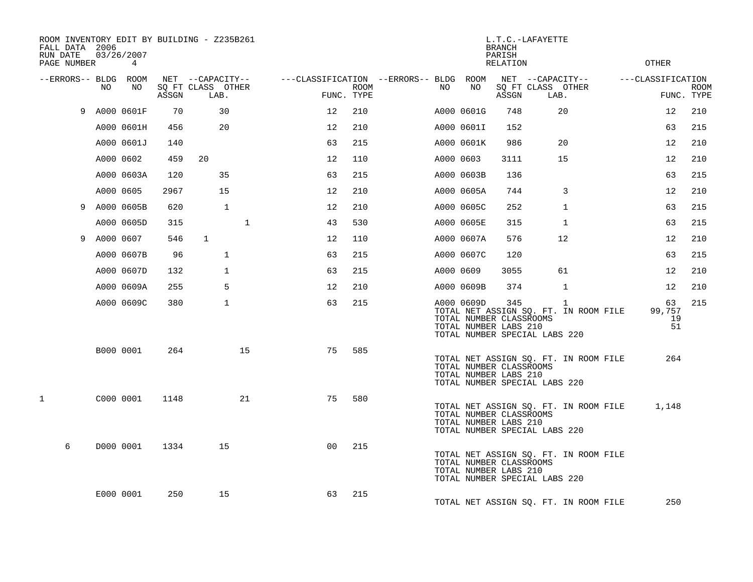ROOM INVENTORY EDIT BY BUILDING - Z235B261
FALL DATA 2006
RUN DATE 03/26/2007
PAGE NUMBER 4

L.T.C.-LAFAYETTE
BRANCH
PARISH
RELATION
OTHER

| --ERRORS-- | BLDG NO | ROOM NO | NET SQ FT ASSGN | CAPACITY CLASS | CAPACITY LAB. | CAPACITY OTHER | CLASSIFICATION FUNC. | ROOM TYPE | --ERRORS-- | BLDG NO | ROOM NO | NET SQ FT ASSGN | CAPACITY CLASS | CAPACITY LAB. | CAPACITY OTHER | CLASSIFICATION FUNC. | ROOM TYPE |
|---|---|---|---|---|---|---|---|---|---|---|---|---|---|---|---|---|---|
| 9 | A000 | 0601F | 70 | | 30 | | 12 | 210 | | A000 | 0601G | 748 | | 20 | | 12 | 210 |
| | A000 | 0601H | 456 | | 20 | | 12 | 210 | | A000 | 0601I | 152 | | | | 63 | 215 |
| | A000 | 0601J | 140 | | | | 63 | 215 | | A000 | 0601K | 986 | | 20 | | 12 | 210 |
| | A000 | 0602 | 459 | 20 | | | 12 | 110 | | A000 | 0603 | 3111 | | 15 | | 12 | 210 |
| | A000 | 0603A | 120 | | 35 | | 63 | 215 | | A000 | 0603B | 136 | | | | 63 | 215 |
| | A000 | 0605 | 2967 | | 15 | | 12 | 210 | | A000 | 0605A | 744 | | 3 | | 12 | 210 |
| 9 | A000 | 0605B | 620 | | 1 | | 12 | 210 | | A000 | 0605C | 252 | | 1 | | 63 | 215 |
| | A000 | 0605D | 315 | | | 1 | 43 | 530 | | A000 | 0605E | 315 | | 1 | | 63 | 215 |
| 9 | A000 | 0607 | 546 | 1 | | | 12 | 110 | | A000 | 0607A | 576 | | 12 | | 12 | 210 |
| | A000 | 0607B | 96 | | 1 | | 63 | 215 | | A000 | 0607C | 120 | | | | 63 | 215 |
| | A000 | 0607D | 132 | | 1 | | 63 | 215 | | A000 | 0609 | 3055 | | 61 | | 12 | 210 |
| | A000 | 0609A | 255 | | 5 | | 12 | 210 | | A000 | 0609B | 374 | | 1 | | 12 | 210 |
| | A000 | 0609C | 380 | | 1 | | 63 | 215 | | A000 | 0609D | 345 | | 1 | | 63 | 215 |

TOTAL NET ASSIGN SQ. FT. IN ROOM FILE 99,757
TOTAL NUMBER CLASSROOMS 19
TOTAL NUMBER LABS 210 51
TOTAL NUMBER SPECIAL LABS 220

| --ERRORS-- | BLDG NO | ROOM NO | NET SQ FT ASSGN | CAPACITY CLASS | CAPACITY LAB. | CAPACITY OTHER | CLASSIFICATION FUNC. | ROOM TYPE |
|---|---|---|---|---|---|---|---|---|
| | B000 | 0001 | 264 | | | 15 | 75 | 585 |

TOTAL NET ASSIGN SQ. FT. IN ROOM FILE 264
TOTAL NUMBER CLASSROOMS
TOTAL NUMBER LABS 210
TOTAL NUMBER SPECIAL LABS 220

| --ERRORS-- | BLDG NO | ROOM NO | NET SQ FT ASSGN | CAPACITY CLASS | CAPACITY LAB. | CAPACITY OTHER | CLASSIFICATION FUNC. | ROOM TYPE |
|---|---|---|---|---|---|---|---|---|
| 1 | C000 | 0001 | 1148 | | | 21 | 75 | 580 |

TOTAL NET ASSIGN SQ. FT. IN ROOM FILE 1,148
TOTAL NUMBER CLASSROOMS
TOTAL NUMBER LABS 210
TOTAL NUMBER SPECIAL LABS 220

| --ERRORS-- | BLDG NO | ROOM NO | NET SQ FT ASSGN | CAPACITY CLASS | CAPACITY LAB. | CAPACITY OTHER | CLASSIFICATION FUNC. | ROOM TYPE |
|---|---|---|---|---|---|---|---|---|
| 6 | D000 | 0001 | 1334 | | 15 | | 00 | 215 |

TOTAL NET ASSIGN SQ. FT. IN ROOM FILE
TOTAL NUMBER CLASSROOMS
TOTAL NUMBER LABS 210
TOTAL NUMBER SPECIAL LABS 220

| --ERRORS-- | BLDG NO | ROOM NO | NET SQ FT ASSGN | CAPACITY CLASS | CAPACITY LAB. | CAPACITY OTHER | CLASSIFICATION FUNC. | ROOM TYPE |
|---|---|---|---|---|---|---|---|---|
| | E000 | 0001 | 250 | | 15 | | 63 | 215 |

TOTAL NET ASSIGN SQ. FT. IN ROOM FILE 250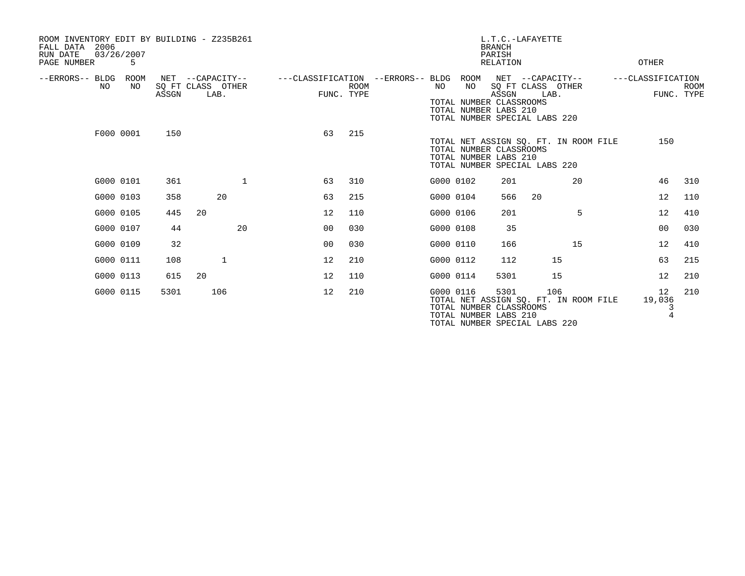ROOM INVENTORY EDIT BY BUILDING - Z235B261
FALL DATA 2006
RUN DATE 03/26/2007
PAGE NUMBER 5

L.T.C.-LAFAYETTE
BRANCH
PARISH
RELATION OTHER

TOTAL NUMBER CLASSROOMS
TOTAL NUMBER LABS 210
TOTAL NUMBER SPECIAL LABS 220

| --ERRORS-- | BLDG NO | ROOM NO | NET SQ FT ASSGN | CAPACITY CLASS | CAPACITY LAB. | CAPACITY OTHER | CLASSIFICATION FUNC. | ROOM TYPE |
|---|---|---|---|---|---|---|---|---|
| | F000 | 0001 | 150 | | | | 63 | 215 |

TOTAL NET ASSIGN SQ. FT. IN ROOM FILE 150
TOTAL NUMBER CLASSROOMS
TOTAL NUMBER LABS 210
TOTAL NUMBER SPECIAL LABS 220

| --ERRORS-- | BLDG NO | ROOM NO | NET SQ FT ASSGN | CAPACITY CLASS | CAPACITY LAB. | CAPACITY OTHER | CLASSIFICATION FUNC. | ROOM TYPE |
|---|---|---|---|---|---|---|---|---|
| | G000 | 0101 | 361 | | | 1 | 63 | 310 |
| | G000 | 0102 | 201 | | | 20 | 46 | 310 |
| | G000 | 0103 | 358 | | 20 | | 63 | 215 |
| | G000 | 0104 | 566 | 20 | | | 12 | 110 |
| | G000 | 0105 | 445 | 20 | | | 12 | 110 |
| | G000 | 0106 | 201 | | | 5 | 12 | 410 |
| | G000 | 0107 | 44 | | | 20 | 00 | 030 |
| | G000 | 0108 | 35 | | | | 00 | 030 |
| | G000 | 0109 | 32 | | | | 00 | 030 |
| | G000 | 0110 | 166 | | | 15 | 12 | 410 |
| | G000 | 0111 | 108 | | 1 | | 12 | 210 |
| | G000 | 0112 | 112 | | 15 | | 63 | 215 |
| | G000 | 0113 | 615 | 20 | | | 12 | 110 |
| | G000 | 0114 | 5301 | | 15 | | 12 | 210 |
| | G000 | 0115 | 5301 | | 106 | | 12 | 210 |
| | G000 | 0116 | 5301 | | 106 | | 12 | 210 |

TOTAL NET ASSIGN SQ. FT. IN ROOM FILE 19,036
TOTAL NUMBER CLASSROOMS 3
TOTAL NUMBER LABS 210 4
TOTAL NUMBER SPECIAL LABS 220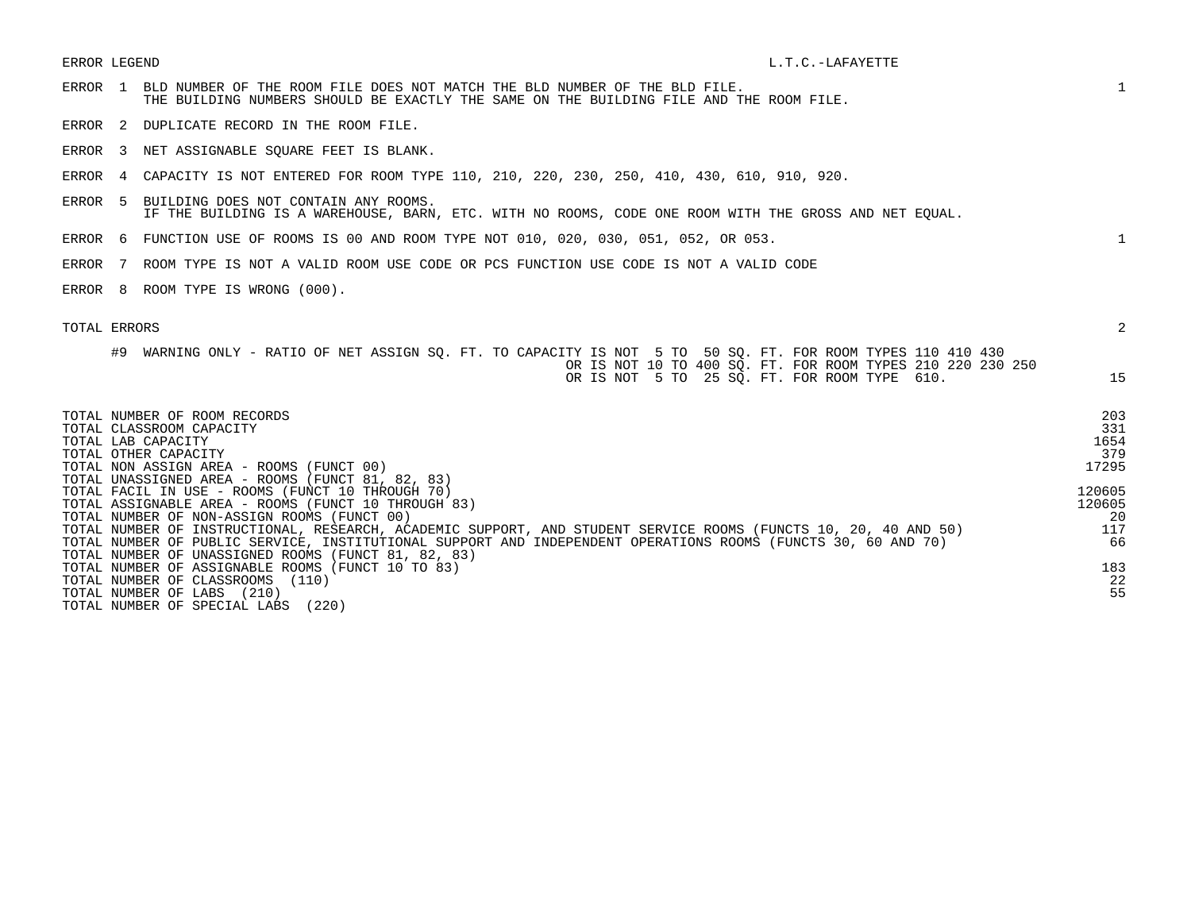ERROR LEGEND

L.T.C.-LAFAYETTE

| | | |
|---|---|---|
| ERROR 1 | BLD NUMBER OF THE ROOM FILE DOES NOT MATCH THE BLD NUMBER OF THE BLD FILE. THE BUILDING NUMBERS SHOULD BE EXACTLY THE SAME ON THE BUILDING FILE AND THE ROOM FILE. | 1 |
| ERROR 2 | DUPLICATE RECORD IN THE ROOM FILE. | |
| ERROR 3 | NET ASSIGNABLE SQUARE FEET IS BLANK. | |
| ERROR 4 | CAPACITY IS NOT ENTERED FOR ROOM TYPE 110, 210, 220, 230, 250, 410, 430, 610, 910, 920. | |
| ERROR 5 | BUILDING DOES NOT CONTAIN ANY ROOMS. IF THE BUILDING IS A WAREHOUSE, BARN, ETC. WITH NO ROOMS, CODE ONE ROOM WITH THE GROSS AND NET EQUAL. | |
| ERROR 6 | FUNCTION USE OF ROOMS IS 00 AND ROOM TYPE NOT 010, 020, 030, 051, 052, OR 053. | 1 |
| ERROR 7 | ROOM TYPE IS NOT A VALID ROOM USE CODE OR PCS FUNCTION USE CODE IS NOT A VALID CODE | |
| ERROR 8 | ROOM TYPE IS WRONG (000). | |
| TOTAL ERRORS | | 2 |
| #9 | WARNING ONLY - RATIO OF NET ASSIGN SQ. FT. TO CAPACITY IS NOT 5 TO 50 SQ. FT. FOR ROOM TYPES 110 410 430 OR IS NOT 10 TO 400 SQ. FT. FOR ROOM TYPES 210 220 230 250 OR IS NOT 5 TO 25 SQ. FT. FOR ROOM TYPE 610. | 15 |

| | |
|---|---|
| TOTAL NUMBER OF ROOM RECORDS | 203 |
| TOTAL CLASSROOM CAPACITY | 331 |
| TOTAL LAB CAPACITY | 1654 |
| TOTAL OTHER CAPACITY | 379 |
| TOTAL NON ASSIGN AREA - ROOMS (FUNCT 00) | 17295 |
| TOTAL UNASSIGNED AREA - ROOMS (FUNCT 81, 82, 83) | |
| TOTAL FACIL IN USE - ROOMS (FUNCT 10 THROUGH 70) | 120605 |
| TOTAL ASSIGNABLE AREA - ROOMS (FUNCT 10 THROUGH 83) | 120605 |
| TOTAL NUMBER OF NON-ASSIGN ROOMS (FUNCT 00) | 20 |
| TOTAL NUMBER OF INSTRUCTIONAL, RESEARCH, ACADEMIC SUPPORT, AND STUDENT SERVICE ROOMS (FUNCTS 10, 20, 40 AND 50) | 117 |
| TOTAL NUMBER OF PUBLIC SERVICE, INSTITUTIONAL SUPPORT AND INDEPENDENT OPERATIONS ROOMS (FUNCTS 30, 60 AND 70) | 66 |
| TOTAL NUMBER OF UNASSIGNED ROOMS (FUNCT 81, 82, 83) | |
| TOTAL NUMBER OF ASSIGNABLE ROOMS (FUNCT 10 TO 83) | 183 |
| TOTAL NUMBER OF CLASSROOMS (110) | 22 |
| TOTAL NUMBER OF LABS (210) | 55 |
| TOTAL NUMBER OF SPECIAL LABS (220) | |